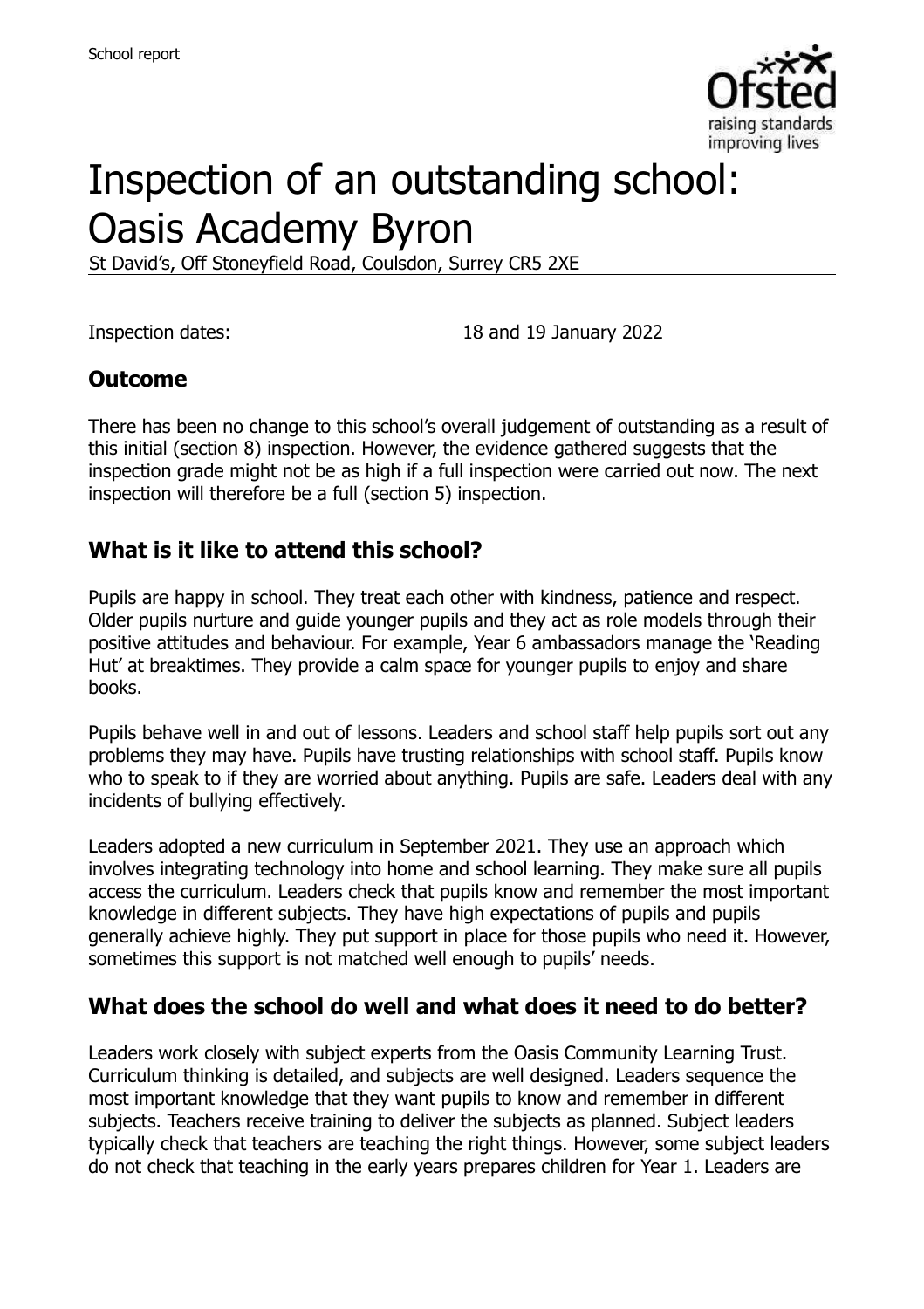School report

# Inspection of an outstanding school: Oasis Academy Byron

St David's, Off Stoneyfield Road, Coulsdon, Surrey CR5 2XE

Inspection dates: 18 and 19 January 2022

## Outcome

There has been no change to this school's overall judgement of outstanding as a result of this initial (section 8) inspection. However, the evidence gathered suggests that the inspection grade might not be as high if a full inspection were carried out now. The next inspection will therefore be a full (section 5) inspection.

## What is it like to attend this school?

Pupils are happy in school. They treat each other with kindness, patience and respect. Older pupils nurture and guide younger pupils and they act as role models through their positive attitudes and behaviour. For example, Year 6 ambassadors manage the 'Reading Hut' at breaktimes. They provide a calm space for younger pupils to enjoy and share books.

Pupils behave well in and out of lessons. Leaders and school staff help pupils sort out any problems they may have. Pupils have trusting relationships with school staff. Pupils know who to speak to if they are worried about anything. Pupils are safe. Leaders deal with any incidents of bullying effectively.

Leaders adopted a new curriculum in September 2021. They use an approach which involves integrating technology into home and school learning. They make sure all pupils access the curriculum. Leaders check that pupils know and remember the most important knowledge in different subjects. They have high expectations of pupils and pupils generally achieve highly. They put support in place for those pupils who need it. However, sometimes this support is not matched well enough to pupils' needs.

## What does the school do well and what does it need to do better?

Leaders work closely with subject experts from the Oasis Community Learning Trust. Curriculum thinking is detailed, and subjects are well designed. Leaders sequence the most important knowledge that they want pupils to know and remember in different subjects. Teachers receive training to deliver the subjects as planned. Subject leaders typically check that teachers are teaching the right things. However, some subject leaders do not check that teaching in the early years prepares children for Year 1. Leaders are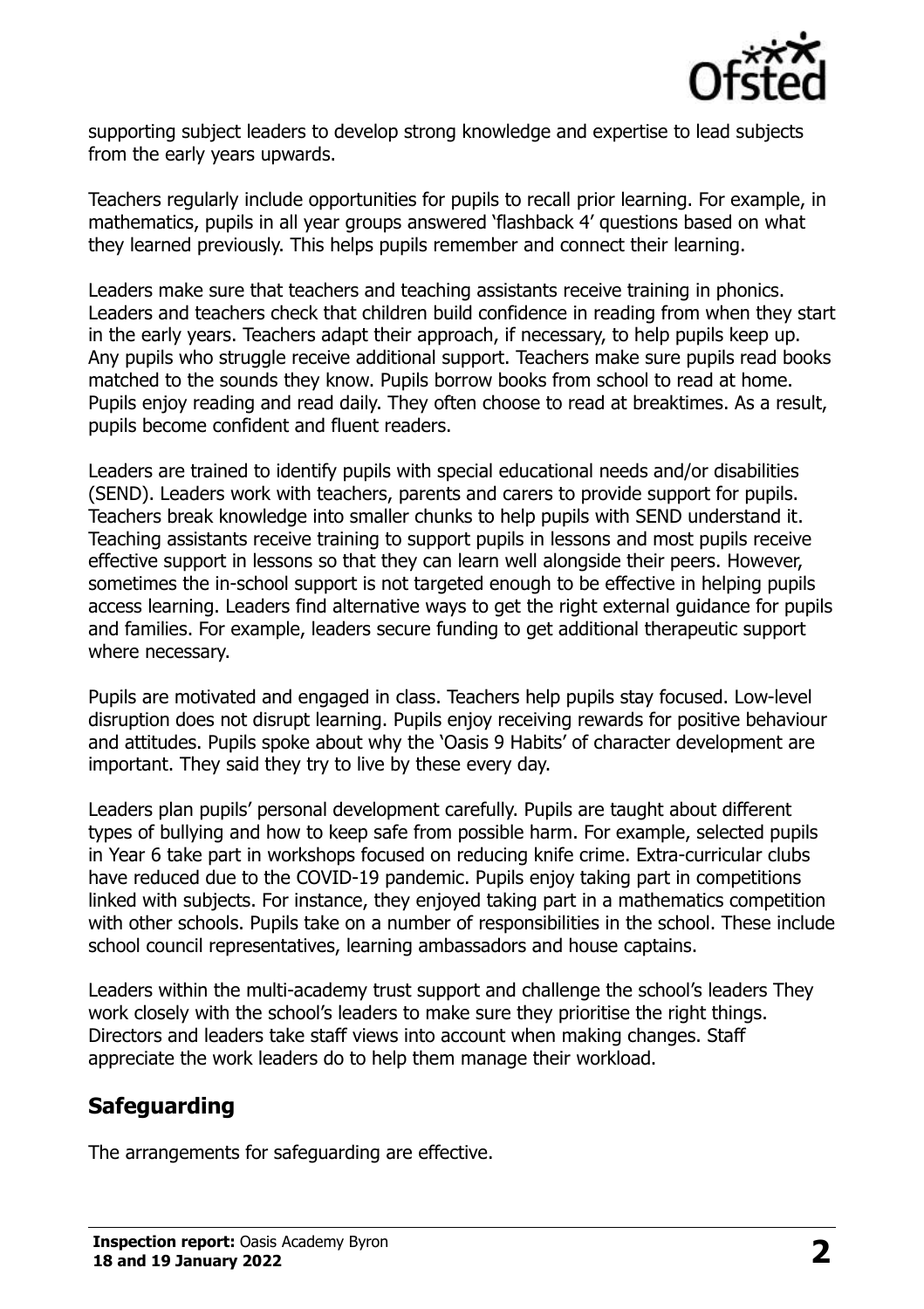supporting subject leaders to develop strong knowledge and expertise to lead subjects from the early years upwards.

Teachers regularly include opportunities for pupils to recall prior learning. For example, in mathematics, pupils in all year groups answered 'flashback 4' questions based on what they learned previously. This helps pupils remember and connect their learning.

Leaders make sure that teachers and teaching assistants receive training in phonics. Leaders and teachers check that children build confidence in reading from when they start in the early years. Teachers adapt their approach, if necessary, to help pupils keep up. Any pupils who struggle receive additional support. Teachers make sure pupils read books matched to the sounds they know. Pupils borrow books from school to read at home. Pupils enjoy reading and read daily. They often choose to read at breaktimes. As a result, pupils become confident and fluent readers.

Leaders are trained to identify pupils with special educational needs and/or disabilities (SEND). Leaders work with teachers, parents and carers to provide support for pupils. Teachers break knowledge into smaller chunks to help pupils with SEND understand it. Teaching assistants receive training to support pupils in lessons and most pupils receive effective support in lessons so that they can learn well alongside their peers. However, sometimes the in-school support is not targeted enough to be effective in helping pupils access learning. Leaders find alternative ways to get the right external guidance for pupils and families. For example, leaders secure funding to get additional therapeutic support where necessary.

Pupils are motivated and engaged in class. Teachers help pupils stay focused. Low-level disruption does not disrupt learning. Pupils enjoy receiving rewards for positive behaviour and attitudes. Pupils spoke about why the 'Oasis 9 Habits' of character development are important. They said they try to live by these every day.

Leaders plan pupils' personal development carefully. Pupils are taught about different types of bullying and how to keep safe from possible harm. For example, selected pupils in Year 6 take part in workshops focused on reducing knife crime. Extra-curricular clubs have reduced due to the COVID-19 pandemic. Pupils enjoy taking part in competitions linked with subjects. For instance, they enjoyed taking part in a mathematics competition with other schools. Pupils take on a number of responsibilities in the school. These include school council representatives, learning ambassadors and house captains.

Leaders within the multi-academy trust support and challenge the school's leaders They work closely with the school's leaders to make sure they prioritise the right things. Directors and leaders take staff views into account when making changes. Staff appreciate the work leaders do to help them manage their workload.

## Safeguarding

The arrangements for safeguarding are effective.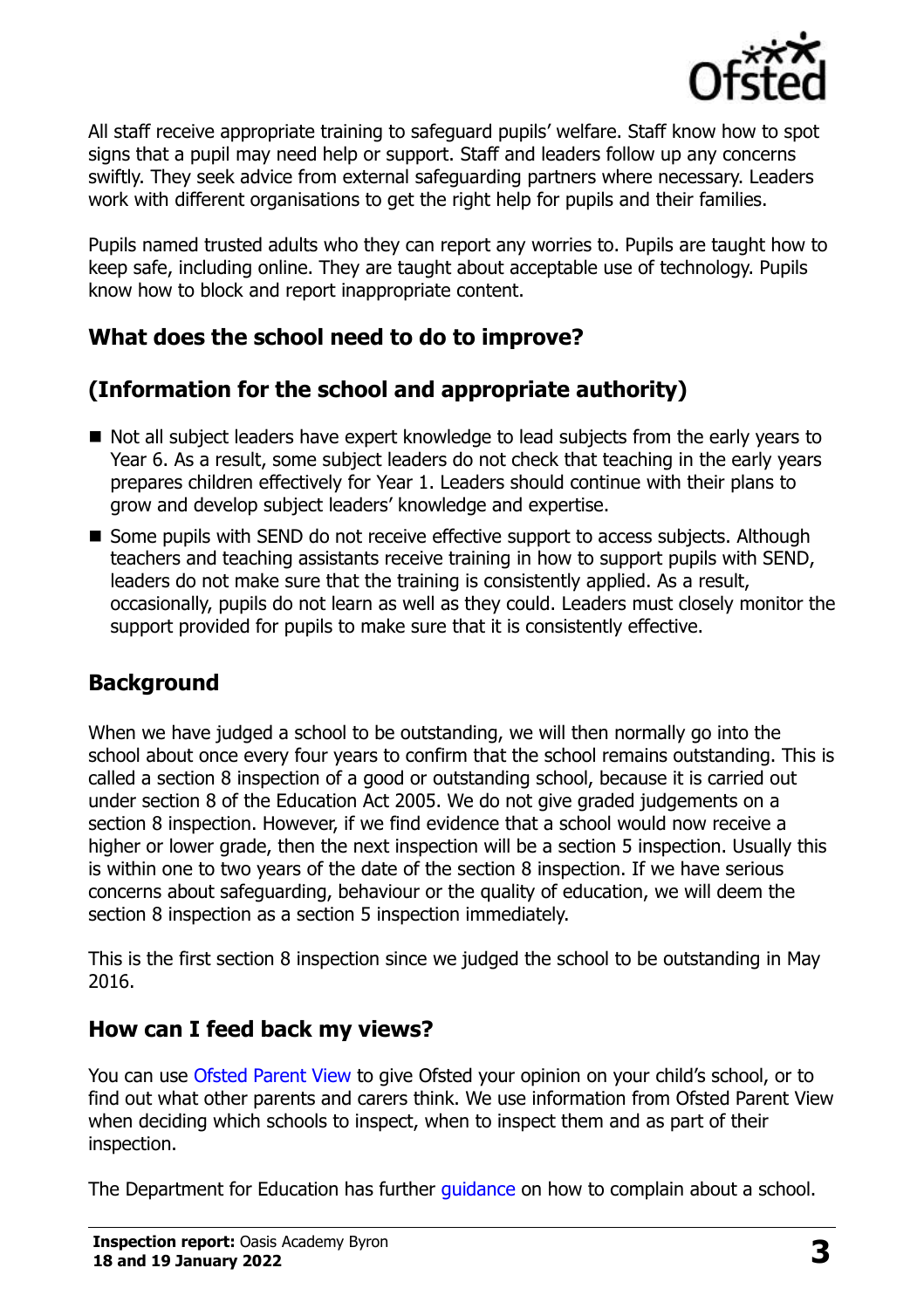All staff receive appropriate training to safeguard pupils' welfare. Staff know how to spot signs that a pupil may need help or support. Staff and leaders follow up any concerns swiftly. They seek advice from external safeguarding partners where necessary. Leaders work with different organisations to get the right help for pupils and their families.

Pupils named trusted adults who they can report any worries to. Pupils are taught how to keep safe, including online. They are taught about acceptable use of technology. Pupils know how to block and report inappropriate content.

## What does the school need to do to improve?

## (Information for the school and appropriate authority)

- Not all subject leaders have expert knowledge to lead subjects from the early years to Year 6. As a result, some subject leaders do not check that teaching in the early years prepares children effectively for Year 1. Leaders should continue with their plans to grow and develop subject leaders' knowledge and expertise.
- Some pupils with SEND do not receive effective support to access subjects. Although teachers and teaching assistants receive training in how to support pupils with SEND, leaders do not make sure that the training is consistently applied. As a result, occasionally, pupils do not learn as well as they could. Leaders must closely monitor the support provided for pupils to make sure that it is consistently effective.

## Background

When we have judged a school to be outstanding, we will then normally go into the school about once every four years to confirm that the school remains outstanding. This is called a section 8 inspection of a good or outstanding school, because it is carried out under section 8 of the Education Act 2005. We do not give graded judgements on a section 8 inspection. However, if we find evidence that a school would now receive a higher or lower grade, then the next inspection will be a section 5 inspection. Usually this is within one to two years of the date of the section 8 inspection. If we have serious concerns about safeguarding, behaviour or the quality of education, we will deem the section 8 inspection as a section 5 inspection immediately.

This is the first section 8 inspection since we judged the school to be outstanding in May 2016.

## How can I feed back my views?

You can use Ofsted Parent View to give Ofsted your opinion on your child's school, or to find out what other parents and carers think. We use information from Ofsted Parent View when deciding which schools to inspect, when to inspect them and as part of their inspection.

The Department for Education has further guidance on how to complain about a school.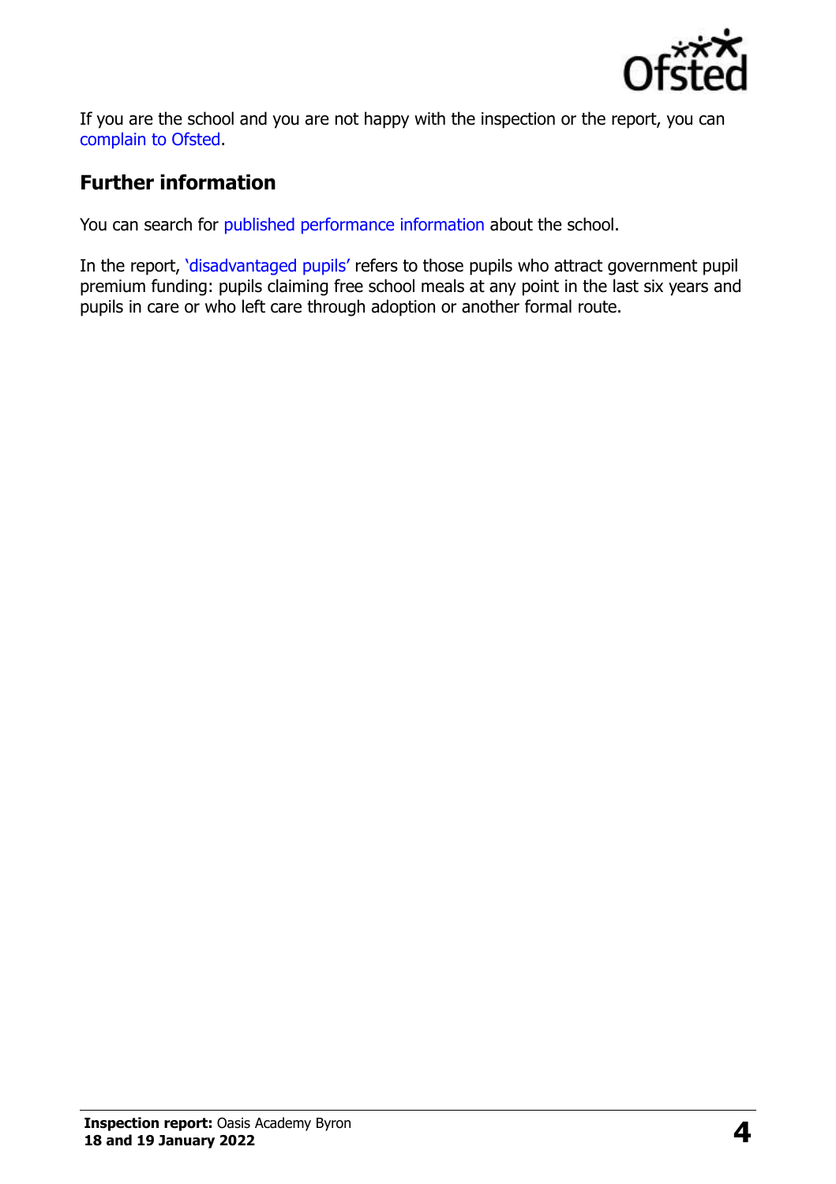If you are the school and you are not happy with the inspection or the report, you can complain to Ofsted.

## Further information

You can search for published performance information about the school.

In the report, 'disadvantaged pupils' refers to those pupils who attract government pupil premium funding: pupils claiming free school meals at any point in the last six years and pupils in care or who left care through adoption or another formal route.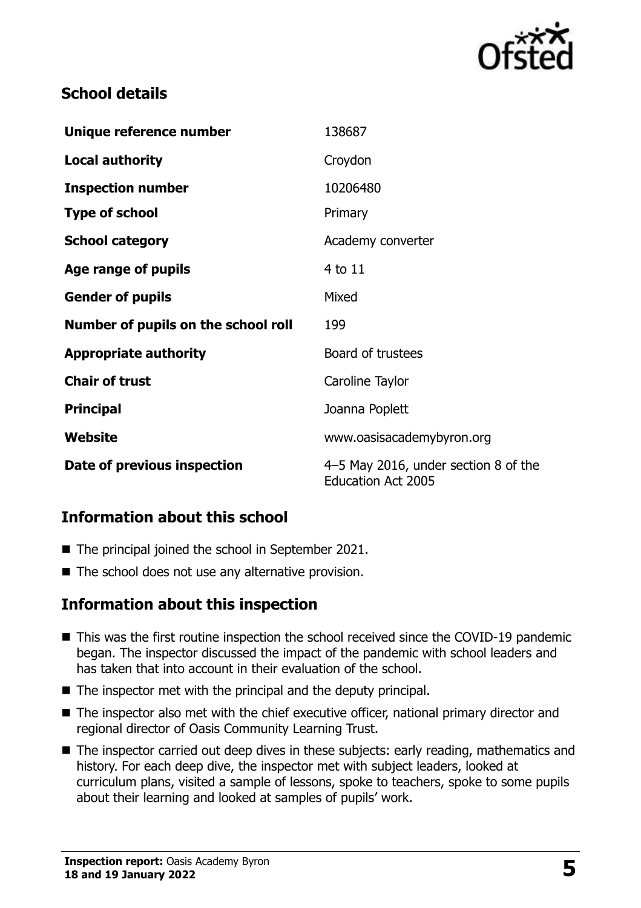## School details

| | |
|---|---|
| **Unique reference number** | 138687 |
| **Local authority** | Croydon |
| **Inspection number** | 10206480 |
| **Type of school** | Primary |
| **School category** | Academy converter |
| **Age range of pupils** | 4 to 11 |
| **Gender of pupils** | Mixed |
| **Number of pupils on the school roll** | 199 |
| **Appropriate authority** | Board of trustees |
| **Chair of trust** | Caroline Taylor |
| **Principal** | Joanna Poplett |
| **Website** | www.oasisacademybyron.org |
| **Date of previous inspection** | 4–5 May 2016, under section 8 of the Education Act 2005 |

## Information about this school

- The principal joined the school in September 2021.
- The school does not use any alternative provision.

## Information about this inspection

- This was the first routine inspection the school received since the COVID-19 pandemic began. The inspector discussed the impact of the pandemic with school leaders and has taken that into account in their evaluation of the school.
- The inspector met with the principal and the deputy principal.
- The inspector also met with the chief executive officer, national primary director and regional director of Oasis Community Learning Trust.
- The inspector carried out deep dives in these subjects: early reading, mathematics and history. For each deep dive, the inspector met with subject leaders, looked at curriculum plans, visited a sample of lessons, spoke to teachers, spoke to some pupils about their learning and looked at samples of pupils' work.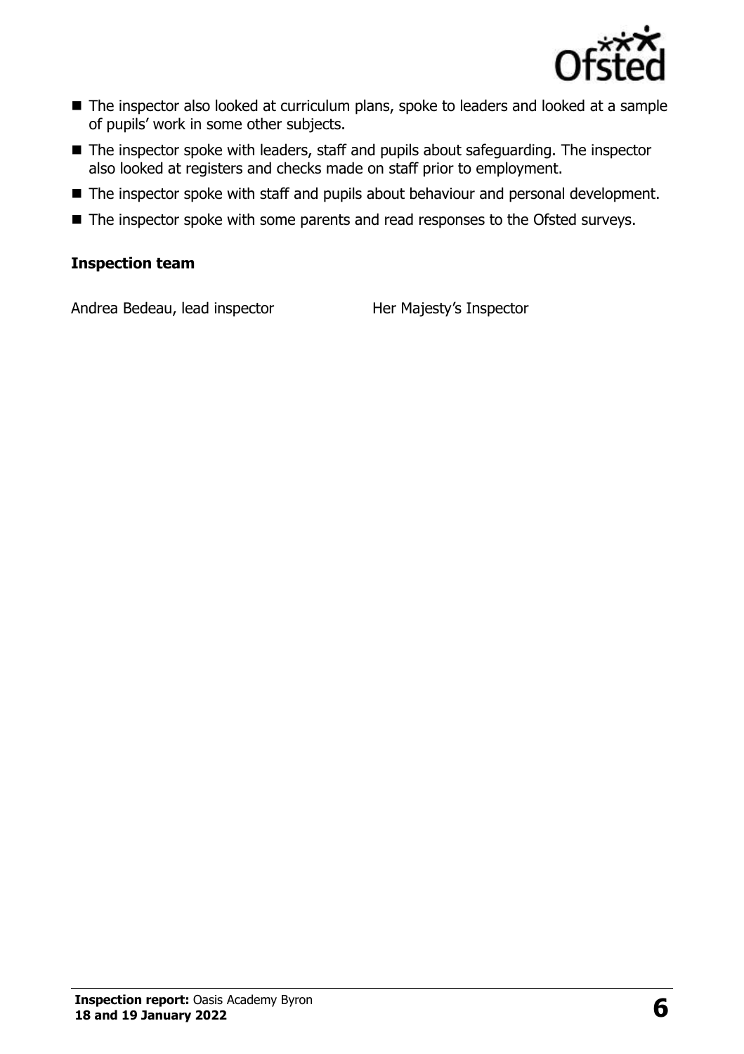- The inspector also looked at curriculum plans, spoke to leaders and looked at a sample of pupils' work in some other subjects.
- The inspector spoke with leaders, staff and pupils about safeguarding. The inspector also looked at registers and checks made on staff prior to employment.
- The inspector spoke with staff and pupils about behaviour and personal development.
- The inspector spoke with some parents and read responses to the Ofsted surveys.

### Inspection team

| | |
|---|---|
| Andrea Bedeau, lead inspector | Her Majesty's Inspector |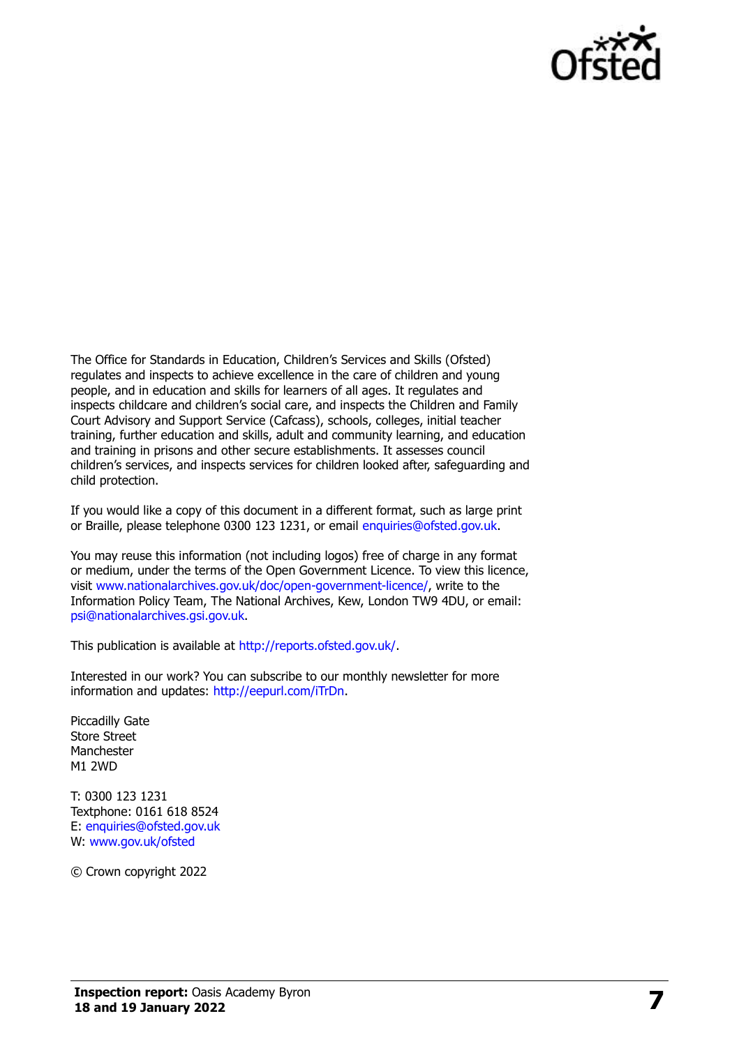The Office for Standards in Education, Children's Services and Skills (Ofsted) regulates and inspects to achieve excellence in the care of children and young people, and in education and skills for learners of all ages. It regulates and inspects childcare and children's social care, and inspects the Children and Family Court Advisory and Support Service (Cafcass), schools, colleges, initial teacher training, further education and skills, adult and community learning, and education and training in prisons and other secure establishments. It assesses council children's services, and inspects services for children looked after, safeguarding and child protection.

If you would like a copy of this document in a different format, such as large print or Braille, please telephone 0300 123 1231, or email enquiries@ofsted.gov.uk.

You may reuse this information (not including logos) free of charge in any format or medium, under the terms of the Open Government Licence. To view this licence, visit www.nationalarchives.gov.uk/doc/open-government-licence/, write to the Information Policy Team, The National Archives, Kew, London TW9 4DU, or email: psi@nationalarchives.gsi.gov.uk.

This publication is available at http://reports.ofsted.gov.uk/.

Interested in our work? You can subscribe to our monthly newsletter for more information and updates: http://eepurl.com/iTrDn.

Piccadilly Gate
Store Street
Manchester
M1 2WD

T: 0300 123 1231
Textphone: 0161 618 8524
E: enquiries@ofsted.gov.uk
W: www.gov.uk/ofsted

© Crown copyright 2022